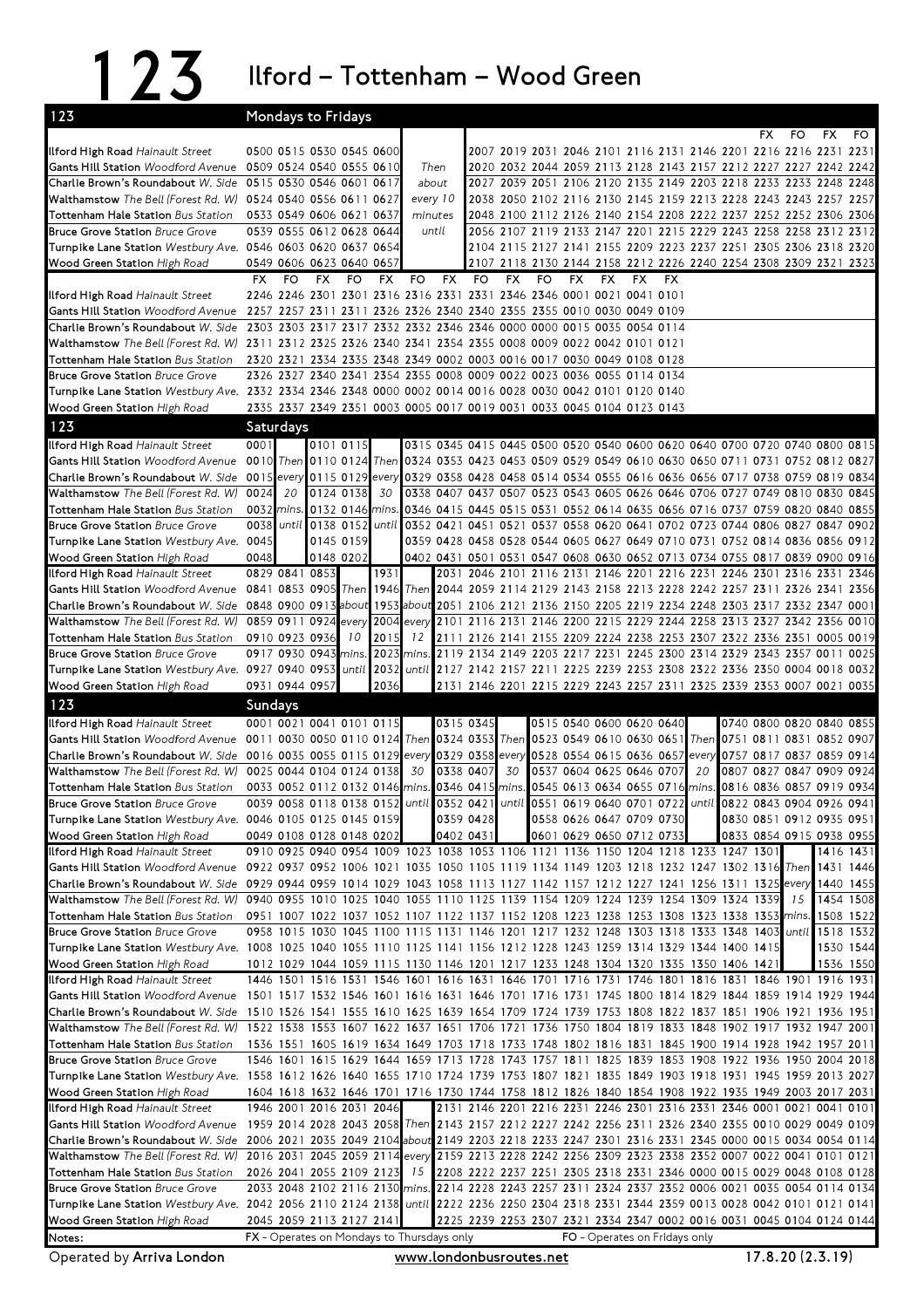# 123 Ilford – Tottenham – Wood Green

## Mondays to Fridays

| Stop | | | | | | | | | | | | | | | | | | | |
|---|---|---|---|---|---|---|---|---|---|---|---|---|---|---|---|---|---|---|---|
| | | | | | | | | | | | | | | | | FX | FO | FX | FO |
| **Ilford High Road** *Hainault Street* | 0500 | 0515 | 0530 | 0545 | 0600 | Then | 2007 | 2019 | 2031 | 2046 | 2101 | 2116 | 2131 | 2146 | 2201 | 2216 | 2216 | 2231 | 2231 |
| **Gants Hill Station** *Woodford Avenue* | 0509 | 0524 | 0540 | 0555 | 0610 | about | 2020 | 2032 | 2044 | 2059 | 2113 | 2128 | 2143 | 2157 | 2212 | 2227 | 2227 | 2242 | 2242 |
| **Charlie Brown's Roundabout** *W. Side* | 0515 | 0530 | 0546 | 0601 | 0617 | every 10 | 2027 | 2039 | 2051 | 2106 | 2120 | 2135 | 2149 | 2203 | 2218 | 2233 | 2233 | 2248 | 2248 |
| **Walthamstow** *The Bell (Forest Rd. W)* | 0524 | 0540 | 0556 | 0611 | 0627 | minutes | 2038 | 2050 | 2102 | 2116 | 2130 | 2145 | 2159 | 2213 | 2228 | 2243 | 2243 | 2257 | 2257 |
| **Tottenham Hale Station** *Bus Station* | 0533 | 0549 | 0606 | 0621 | 0637 | until | 2048 | 2100 | 2112 | 2126 | 2140 | 2154 | 2208 | 2223 | 2237 | 2252 | 2252 | 2306 | 2306 |
| **Bruce Grove Station** *Bruce Grove* | 0539 | 0555 | 0612 | 0628 | 0644 | | 2056 | 2107 | 2119 | 2133 | 2147 | 2201 | 2215 | 2229 | 2243 | 2258 | 2258 | 2312 | 2312 |
| **Turnpike Lane Station** *Westbury Ave.* | 0546 | 0603 | 0620 | 0637 | 0654 | | 2104 | 2115 | 2127 | 2141 | 2155 | 2209 | 2223 | 2237 | 2251 | 2305 | 2306 | 2318 | 2320 |
| **Wood Green Station** *High Road* | 0549 | 0606 | 0623 | 0640 | 0657 | | 2107 | 2118 | 2130 | 2144 | 2158 | 2212 | 2226 | 2240 | 2254 | 2308 | 2309 | 2321 | 2323 |

| Stop | FX | FO | FX | FO | FX | FO | FX | FO | FX | FO | FX | FX | FX | FX |
|---|---|---|---|---|---|---|---|---|---|---|---|---|---|---|
| **Ilford High Road** *Hainault Street* | 2246 | 2246 | 2301 | 2301 | 2316 | 2316 | 2331 | 2331 | 2346 | 2346 | 0001 | 0021 | 0041 | 0101 |
| **Gants Hill Station** *Woodford Avenue* | 2257 | 2257 | 2311 | 2311 | 2326 | 2326 | 2340 | 2340 | 2355 | 2355 | 0010 | 0030 | 0049 | 0109 |
| **Charlie Brown's Roundabout** *W. Side* | 2303 | 2303 | 2317 | 2317 | 2332 | 2332 | 2346 | 2346 | 0000 | 0000 | 0015 | 0035 | 0054 | 0114 |
| **Walthamstow** *The Bell (Forest Rd. W)* | 2311 | 2312 | 2325 | 2326 | 2340 | 2341 | 2354 | 2355 | 0008 | 0009 | 0022 | 0042 | 0101 | 0121 |
| **Tottenham Hale Station** *Bus Station* | 2320 | 2321 | 2334 | 2335 | 2348 | 2349 | 0002 | 0003 | 0016 | 0017 | 0030 | 0049 | 0108 | 0128 |
| **Bruce Grove Station** *Bruce Grove* | 2326 | 2327 | 2340 | 2341 | 2354 | 2355 | 0008 | 0009 | 0022 | 0023 | 0036 | 0055 | 0114 | 0134 |
| **Turnpike Lane Station** *Westbury Ave.* | 2332 | 2334 | 2346 | 2348 | 0000 | 0002 | 0014 | 0016 | 0028 | 0030 | 0042 | 0101 | 0120 | 0140 |
| **Wood Green Station** *High Road* | 2335 | 2337 | 2349 | 2351 | 0003 | 0005 | 0017 | 0019 | 0031 | 0033 | 0045 | 0104 | 0123 | 0143 |

## Saturdays

| Stop | | | | | | | | | | | | | | | | | | | | |
|---|---|---|---|---|---|---|---|---|---|---|---|---|---|---|---|---|---|---|---|---|
| **Ilford High Road** *Hainault Street* | 0001 | | 0101 | 0115 | | 0315 | 0345 | 0415 | 0445 | 0500 | 0520 | 0540 | 0600 | 0620 | 0640 | 0700 | 0720 | 0740 | 0800 | 0815 |
| **Gants Hill Station** *Woodford Avenue* | 0010 | Then | 0110 | 0124 | Then | 0324 | 0353 | 0423 | 0453 | 0509 | 0529 | 0549 | 0610 | 0630 | 0650 | 0711 | 0731 | 0752 | 0812 | 0827 |
| **Charlie Brown's Roundabout** *W. Side* | 0015 | every | 0115 | 0129 | every | 0329 | 0358 | 0428 | 0458 | 0514 | 0534 | 0555 | 0616 | 0636 | 0656 | 0717 | 0738 | 0759 | 0819 | 0834 |
| **Walthamstow** *The Bell (Forest Rd. W)* | 0024 | 20 | 0124 | 0138 | 30 | 0338 | 0407 | 0437 | 0507 | 0523 | 0543 | 0605 | 0626 | 0646 | 0706 | 0727 | 0749 | 0810 | 0830 | 0845 |
| **Tottenham Hale Station** *Bus Station* | 0032 | mins. | 0132 | 0146 | mins. | 0346 | 0415 | 0445 | 0515 | 0531 | 0552 | 0614 | 0635 | 0656 | 0716 | 0737 | 0759 | 0820 | 0840 | 0855 |
| **Bruce Grove Station** *Bruce Grove* | 0038 | until | 0138 | 0152 | until | 0352 | 0421 | 0451 | 0521 | 0537 | 0558 | 0620 | 0641 | 0702 | 0723 | 0744 | 0806 | 0827 | 0847 | 0902 |
| **Turnpike Lane Station** *Westbury Ave.* | 0045 | | 0145 | 0159 | | 0359 | 0428 | 0458 | 0528 | 0544 | 0605 | 0627 | 0649 | 0710 | 0731 | 0752 | 0814 | 0836 | 0856 | 0912 |
| **Wood Green Station** *High Road* | 0048 | | 0148 | 0202 | | 0402 | 0431 | 0501 | 0531 | 0547 | 0608 | 0630 | 0652 | 0713 | 0734 | 0755 | 0817 | 0839 | 0900 | 0916 |

| Stop | | | | | | | | | | | | | | | | | | | | |
|---|---|---|---|---|---|---|---|---|---|---|---|---|---|---|---|---|---|---|---|---|
| **Ilford High Road** *Hainault Street* | 0829 | 0841 | 0853 | | 1931 | | 2031 | 2046 | 2101 | 2116 | 2131 | 2146 | 2201 | 2216 | 2231 | 2246 | 2301 | 2316 | 2331 | 2346 |
| **Gants Hill Station** *Woodford Avenue* | 0841 | 0853 | 0905 | Then | 1946 | Then | 2044 | 2059 | 2114 | 2129 | 2143 | 2158 | 2213 | 2228 | 2242 | 2257 | 2311 | 2326 | 2341 | 2356 |
| **Charlie Brown's Roundabout** *W. Side* | 0848 | 0900 | 0913 | about | 1953 | about | 2051 | 2106 | 2121 | 2136 | 2150 | 2205 | 2219 | 2234 | 2248 | 2303 | 2317 | 2332 | 2347 | 0001 |
| **Walthamstow** *The Bell (Forest Rd. W)* | 0859 | 0911 | 0924 | every | 2004 | every | 2101 | 2116 | 2131 | 2146 | 2200 | 2215 | 2229 | 2244 | 2258 | 2313 | 2327 | 2342 | 2356 | 0010 |
| **Tottenham Hale Station** *Bus Station* | 0910 | 0923 | 0936 | 10 | 2015 | 12 | 2111 | 2126 | 2141 | 2155 | 2209 | 2224 | 2238 | 2253 | 2307 | 2322 | 2336 | 2351 | 0005 | 0019 |
| **Bruce Grove Station** *Bruce Grove* | 0917 | 0930 | 0943 | mins. | 2023 | mins. | 2119 | 2134 | 2149 | 2203 | 2217 | 2231 | 2245 | 2300 | 2314 | 2329 | 2343 | 2357 | 0011 | 0025 |
| **Turnpike Lane Station** *Westbury Ave.* | 0927 | 0940 | 0953 | until | 2032 | until | 2127 | 2142 | 2157 | 2211 | 2225 | 2239 | 2253 | 2308 | 2322 | 2336 | 2350 | 0004 | 0018 | 0032 |
| **Wood Green Station** *High Road* | 0931 | 0944 | 0957 | | 2036 | | 2131 | 2146 | 2201 | 2215 | 2229 | 2243 | 2257 | 2311 | 2325 | 2339 | 2353 | 0007 | 0021 | 0035 |

## Sundays

| Stop | | | | | | | | | | | | | | | | | | | | |
|---|---|---|---|---|---|---|---|---|---|---|---|---|---|---|---|---|---|---|---|---|
| **Ilford High Road** *Hainault Street* | 0001 | 0021 | 0041 | 0101 | 0115 | | 0315 | 0345 | | 0515 | 0540 | 0600 | 0620 | 0640 | | 0740 | 0800 | 0820 | 0840 | 0855 |
| **Gants Hill Station** *Woodford Avenue* | 0011 | 0030 | 0050 | 0110 | 0124 | Then | 0324 | 0353 | Then | 0523 | 0549 | 0610 | 0630 | 0651 | Then | 0751 | 0811 | 0831 | 0852 | 0907 |
| **Charlie Brown's Roundabout** *W. Side* | 0016 | 0035 | 0055 | 0115 | 0129 | every | 0329 | 0358 | every | 0528 | 0554 | 0615 | 0636 | 0657 | every | 0757 | 0817 | 0837 | 0859 | 0914 |
| **Walthamstow** *The Bell (Forest Rd. W)* | 0025 | 0044 | 0104 | 0124 | 0138 | 30 | 0338 | 0407 | 30 | 0537 | 0604 | 0625 | 0646 | 0707 | 20 | 0807 | 0827 | 0847 | 0909 | 0924 |
| **Tottenham Hale Station** *Bus Station* | 0033 | 0052 | 0112 | 0132 | 0146 | mins. | 0346 | 0415 | mins. | 0545 | 0613 | 0634 | 0655 | 0716 | mins. | 0816 | 0836 | 0857 | 0919 | 0934 |
| **Bruce Grove Station** *Bruce Grove* | 0039 | 0058 | 0118 | 0138 | 0152 | until | 0352 | 0421 | until | 0551 | 0619 | 0640 | 0701 | 0722 | until | 0822 | 0843 | 0904 | 0926 | 0941 |
| **Turnpike Lane Station** *Westbury Ave.* | 0046 | 0105 | 0125 | 0145 | 0159 | | 0359 | 0428 | | 0558 | 0626 | 0647 | 0709 | 0730 | | 0830 | 0851 | 0912 | 0935 | 0951 |
| **Wood Green Station** *High Road* | 0049 | 0108 | 0128 | 0148 | 0202 | | 0402 | 0431 | | 0601 | 0629 | 0650 | 0712 | 0733 | | 0833 | 0854 | 0915 | 0938 | 0955 |

| Stop | | | | | | | | | | | | | | | | | | | | |
|---|---|---|---|---|---|---|---|---|---|---|---|---|---|---|---|---|---|---|---|---|
| **Ilford High Road** *Hainault Street* | 0910 | 0925 | 0940 | 0954 | 1009 | 1023 | 1038 | 1053 | 1106 | 1121 | 1136 | 1150 | 1204 | 1218 | 1233 | 1247 | 1301 | | 1416 | 1431 |
| **Gants Hill Station** *Woodford Avenue* | 0922 | 0937 | 0952 | 1006 | 1021 | 1035 | 1050 | 1105 | 1119 | 1134 | 1149 | 1203 | 1218 | 1232 | 1247 | 1302 | 1316 | Then | 1431 | 1446 |
| **Charlie Brown's Roundabout** *W. Side* | 0929 | 0944 | 0959 | 1014 | 1029 | 1043 | 1058 | 1113 | 1127 | 1142 | 1157 | 1212 | 1227 | 1241 | 1256 | 1311 | 1325 | every | 1440 | 1455 |
| **Walthamstow** *The Bell (Forest Rd. W)* | 0940 | 0955 | 1010 | 1025 | 1040 | 1055 | 1110 | 1125 | 1139 | 1154 | 1209 | 1224 | 1239 | 1254 | 1309 | 1324 | 1339 | 15 | 1454 | 1508 |
| **Tottenham Hale Station** *Bus Station* | 0951 | 1007 | 1022 | 1037 | 1052 | 1107 | 1122 | 1137 | 1152 | 1208 | 1223 | 1238 | 1253 | 1308 | 1323 | 1338 | 1353 | mins. | 1508 | 1522 |
| **Bruce Grove Station** *Bruce Grove* | 0958 | 1015 | 1030 | 1045 | 1100 | 1115 | 1131 | 1146 | 1201 | 1217 | 1232 | 1248 | 1303 | 1318 | 1333 | 1348 | 1403 | until | 1518 | 1532 |
| **Turnpike Lane Station** *Westbury Ave.* | 1008 | 1025 | 1040 | 1055 | 1110 | 1125 | 1141 | 1156 | 1212 | 1228 | 1243 | 1259 | 1314 | 1329 | 1344 | 1400 | 1415 | | 1530 | 1544 |
| **Wood Green Station** *High Road* | 1012 | 1029 | 1044 | 1059 | 1115 | 1130 | 1146 | 1201 | 1217 | 1233 | 1248 | 1304 | 1320 | 1335 | 1350 | 1406 | 1421 | | 1536 | 1550 |

| Stop | | | | | | | | | | | | | | | | | | | | |
|---|---|---|---|---|---|---|---|---|---|---|---|---|---|---|---|---|---|---|---|---|
| **Ilford High Road** *Hainault Street* | 1446 | 1501 | 1516 | 1531 | 1546 | 1601 | 1616 | 1631 | 1646 | 1701 | 1716 | 1731 | 1746 | 1801 | 1816 | 1831 | 1846 | 1901 | 1916 | 1931 |
| **Gants Hill Station** *Woodford Avenue* | 1501 | 1517 | 1532 | 1546 | 1601 | 1616 | 1631 | 1646 | 1701 | 1716 | 1731 | 1745 | 1800 | 1814 | 1829 | 1844 | 1859 | 1914 | 1929 | 1944 |
| **Charlie Brown's Roundabout** *W. Side* | 1510 | 1526 | 1541 | 1555 | 1610 | 1625 | 1639 | 1654 | 1709 | 1724 | 1739 | 1753 | 1808 | 1822 | 1837 | 1851 | 1906 | 1921 | 1936 | 1951 |
| **Walthamstow** *The Bell (Forest Rd. W)* | 1522 | 1538 | 1553 | 1607 | 1622 | 1637 | 1651 | 1706 | 1721 | 1736 | 1750 | 1804 | 1819 | 1833 | 1848 | 1902 | 1917 | 1932 | 1947 | 2001 |
| **Tottenham Hale Station** *Bus Station* | 1536 | 1551 | 1605 | 1619 | 1634 | 1649 | 1703 | 1718 | 1733 | 1748 | 1802 | 1816 | 1831 | 1845 | 1900 | 1914 | 1928 | 1942 | 1957 | 2011 |
| **Bruce Grove Station** *Bruce Grove* | 1546 | 1601 | 1615 | 1629 | 1644 | 1659 | 1713 | 1728 | 1743 | 1757 | 1811 | 1825 | 1839 | 1853 | 1908 | 1922 | 1936 | 1950 | 2004 | 2018 |
| **Turnpike Lane Station** *Westbury Ave.* | 1558 | 1612 | 1626 | 1640 | 1655 | 1710 | 1724 | 1739 | 1753 | 1807 | 1821 | 1835 | 1849 | 1903 | 1918 | 1931 | 1945 | 1959 | 2013 | 2027 |
| **Wood Green Station** *High Road* | 1604 | 1618 | 1632 | 1646 | 1701 | 1716 | 1730 | 1744 | 1758 | 1812 | 1826 | 1840 | 1854 | 1908 | 1922 | 1935 | 1949 | 2003 | 2017 | 2031 |

| Stop | | | | | | | | | | | | | | | | | | | | |
|---|---|---|---|---|---|---|---|---|---|---|---|---|---|---|---|---|---|---|---|---|
| **Ilford High Road** *Hainault Street* | 1946 | | 2016 | 2031 | 2046 | | 2131 | 2146 | 2201 | 2216 | 2231 | 2246 | 2301 | 2316 | 2331 | 2346 | 0001 | 0021 | 0041 | 0101 |
| **Gants Hill Station** *Woodford Avenue* | 1959 | 2014 | 2028 | 2043 | 2058 | Then | 2143 | 2157 | 2212 | 2227 | 2242 | 2256 | 2311 | 2326 | 2340 | 2355 | 0010 | 0029 | 0049 | 0109 |
| **Charlie Brown's Roundabout** *W. Side* | 2006 | 2021 | 2035 | 2049 | 2104 | about | 2149 | 2203 | 2218 | 2233 | 2247 | 2301 | 2316 | 2331 | 2345 | 0000 | 0015 | 0034 | 0054 | 0114 |
| **Walthamstow** *The Bell (Forest Rd. W)* | 2016 | 2031 | 2045 | 2059 | 2114 | every | 2159 | 2213 | 2228 | 2242 | 2256 | 2309 | 2323 | 2338 | 2352 | 0007 | 0022 | 0041 | 0101 | 0121 |
| **Tottenham Hale Station** *Bus Station* | 2026 | 2041 | 2055 | 2109 | 2123 | 15 | 2208 | 2222 | 2237 | 2251 | 2305 | 2318 | 2331 | 2346 | 0000 | 0015 | 0029 | 0048 | 0108 | 0128 |
| **Bruce Grove Station** *Bruce Grove* | 2033 | 2048 | 2102 | 2116 | 2130 | mins. | 2214 | 2228 | 2243 | 2257 | 2311 | 2324 | 2337 | 2352 | 0006 | 0021 | 0035 | 0054 | 0114 | 0134 |
| **Turnpike Lane Station** *Westbury Ave.* | 2042 | 2056 | 2110 | 2124 | 2138 | until | 2222 | 2236 | 2250 | 2304 | 2318 | 2331 | 2344 | 2359 | 0013 | 0028 | 0042 | 0101 | 0121 | 0141 |
| **Wood Green Station** *High Road* | 2045 | 2059 | 2113 | 2127 | 2141 | | 2225 | 2239 | 2253 | 2307 | 2321 | 2334 | 2347 | 0002 | 0016 | 0031 | 0045 | 0104 | 0124 | 0144 |

Notes: **FX** - Operates on Mondays to Thursdays only **FO** - Operates on Fridays only

Operated by **Arriva London** www.londonbusroutes.net 17.8.20 (2.3.19)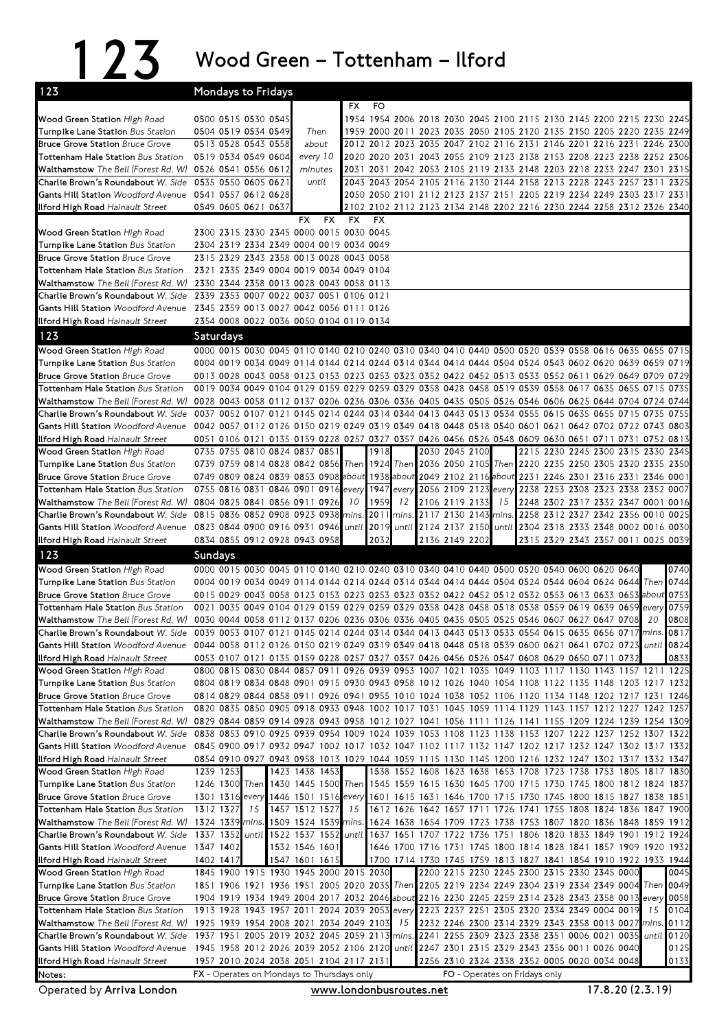# 123 Wood Green – Tottenham – Ilford

## Mondays to Fridays

| Stop | | | | | | | FX | FO | | | | | | | | | | | | | |
|---|---|---|---|---|---|---|---|---|---|---|---|---|---|---|---|---|---|---|---|---|---|
| Wood Green Station *High Road* | 0500 | 0515 | 0530 | 0545 | Then | | 1954 | 1954 | 2006 | 2018 | 2030 | 2045 | 2100 | 2115 | 2130 | 2145 | 2200 | 2215 | 2230 | 2245 | |
| Turnpike Lane Station *Bus Station* | 0504 | 0519 | 0534 | 0549 | about | | 1959 | 2000 | 2011 | 2023 | 2035 | 2050 | 2105 | 2120 | 2135 | 2150 | 2205 | 2220 | 2235 | 2249 | |
| Bruce Grove Station *Bruce Grove* | 0513 | 0528 | 0543 | 0558 | every 10 | | 2012 | 2012 | 2023 | 2035 | 2047 | 2102 | 2116 | 2131 | 2146 | 2201 | 2216 | 2231 | 2246 | 2300 | |
| Tottenham Hale Station *Bus Station* | 0519 | 0534 | 0549 | 0604 | minutes | | 2020 | 2020 | 2031 | 2043 | 2055 | 2109 | 2123 | 2138 | 2153 | 2208 | 2223 | 2238 | 2252 | 2306 | |
| Walthamstow *The Bell (Forest Rd. W)* | 0526 | 0541 | 0556 | 0612 | until | | 2031 | 2031 | 2042 | 2053 | 2105 | 2119 | 2133 | 2148 | 2203 | 2218 | 2233 | 2247 | 2301 | 2315 | |
| Charlie Brown's Roundabout *W. Side* | 0535 | 0550 | 0605 | 0621 | | | 2043 | 2043 | 2054 | 2105 | 2116 | 2130 | 2144 | 2158 | 2213 | 2228 | 2243 | 2257 | 2311 | 2325 | |
| Gants Hill Station *Woodford Avenue* | 0541 | 0557 | 0612 | 0628 | | | 2050 | 2050 | 2101 | 2112 | 2123 | 2137 | 2151 | 2205 | 2219 | 2234 | 2249 | 2303 | 2317 | 2331 | |
| Ilford High Road *Hainault Street* | 0549 | 0605 | 0621 | 0637 | | | 2102 | 2102 | 2112 | 2123 | 2134 | 2148 | 2202 | 2216 | 2230 | 2244 | 2258 | 2312 | 2326 | 2340 | |

| Stop | | | | | FX | FX | FX | FX |
|---|---|---|---|---|---|---|---|---|
| Wood Green Station *High Road* | 2300 | 2315 | 2330 | 2345 | 0000 | 0015 | 0030 | 0045 |
| Turnpike Lane Station *Bus Station* | 2304 | 2319 | 2334 | 2349 | 0004 | 0019 | 0034 | 0049 |
| Bruce Grove Station *Bruce Grove* | 2315 | 2329 | 2343 | 2358 | 0013 | 0028 | 0043 | 0058 |
| Tottenham Hale Station *Bus Station* | 2321 | 2335 | 2349 | 0004 | 0019 | 0034 | 0049 | 0104 |
| Walthamstow *The Bell (Forest Rd. W)* | 2330 | 2344 | 2358 | 0013 | 0028 | 0043 | 0058 | 0113 |
| Charlie Brown's Roundabout *W. Side* | 2339 | 2353 | 0007 | 0022 | 0037 | 0051 | 0106 | 0121 |
| Gants Hill Station *Woodford Avenue* | 2345 | 2359 | 0013 | 0027 | 0042 | 0056 | 0111 | 0126 |
| Ilford High Road *Hainault Street* | 2354 | 0008 | 0022 | 0036 | 0050 | 0104 | 0119 | 0134 |

## Saturdays

| Stop | | | | | | | | | | | | | | | | | | | | |
|---|---|---|---|---|---|---|---|---|---|---|---|---|---|---|---|---|---|---|---|---|
| Wood Green Station *High Road* | 0000 | 0015 | 0030 | 0045 | 0110 | 0140 | 0210 | 0240 | 0310 | 0340 | 0410 | 0440 | 0500 | 0520 | 0539 | 0558 | 0616 | 0635 | 0655 | 0715 |
| Turnpike Lane Station *Bus Station* | 0004 | 0019 | 0034 | 0049 | 0114 | 0144 | 0214 | 0244 | 0314 | 0344 | 0414 | 0444 | 0504 | 0524 | 0543 | 0602 | 0620 | 0639 | 0659 | 0719 |
| Bruce Grove Station *Bruce Grove* | 0013 | 0028 | 0043 | 0058 | 0123 | 0153 | 0223 | 0253 | 0323 | 0352 | 0422 | 0452 | 0513 | 0533 | 0552 | 0611 | 0629 | 0649 | 0709 | 0729 |
| Tottenham Hale Station *Bus Station* | 0019 | 0034 | 0049 | 0104 | 0129 | 0159 | 0229 | 0259 | 0329 | 0358 | 0428 | 0458 | 0519 | 0539 | 0558 | 0617 | 0635 | 0655 | 0715 | 0735 |
| Walthamstow *The Bell (Forest Rd. W)* | 0028 | 0043 | 0058 | 0112 | 0137 | 0206 | 0236 | 0306 | 0336 | 0405 | 0435 | 0505 | 0526 | 0546 | 0606 | 0625 | 0644 | 0704 | 0724 | 0744 |
| Charlie Brown's Roundabout *W. Side* | 0037 | 0052 | 0107 | 0121 | 0145 | 0214 | 0244 | 0314 | 0344 | 0413 | 0443 | 0513 | 0534 | 0555 | 0615 | 0635 | 0655 | 0715 | 0735 | 0755 |
| Gants Hill Station *Woodford Avenue* | 0042 | 0057 | 0112 | 0126 | 0150 | 0219 | 0249 | 0319 | 0349 | 0418 | 0448 | 0518 | 0540 | 0601 | 0621 | 0642 | 0702 | 0722 | 0743 | 0803 |
| Ilford High Road *Hainault Street* | 0051 | 0106 | 0121 | 0135 | 0159 | 0228 | 0257 | 0327 | 0357 | 0426 | 0456 | 0526 | 0548 | 0609 | 0630 | 0651 | 0711 | 0731 | 0752 | 0813 |

| Stop | | | | | | | | | | | | | | | | | | | | | |
|---|---|---|---|---|---|---|---|---|---|---|---|---|---|---|---|---|---|---|---|---|---|
| Wood Green Station *High Road* | 0735 | 0755 | 0810 | 0824 | 0837 | 0851 | Then | 1918 | Then | 2030 | 2045 | 2100 | Then | 2215 | 2230 | 2245 | 2300 | 2315 | 2330 | 2345 |
| Turnpike Lane Station *Bus Station* | 0739 | 0759 | 0814 | 0828 | 0842 | 0856 | about | 1924 | about | 2036 | 2050 | 2105 | about | 2220 | 2235 | 2250 | 2305 | 2320 | 2335 | 2350 |
| Bruce Grove Station *Bruce Grove* | 0749 | 0809 | 0824 | 0839 | 0853 | 0908 | every | 1938 | every | 2049 | 2102 | 2116 | every | 2231 | 2246 | 2301 | 2316 | 2331 | 2346 | 0001 |
| Tottenham Hale Station *Bus Station* | 0755 | 0816 | 0831 | 0846 | 0901 | 0916 | 10 | 1947 | 12 | 2056 | 2109 | 2123 | 15 | 2238 | 2253 | 2308 | 2323 | 2338 | 2352 | 0007 |
| Walthamstow *The Bell (Forest Rd. W)* | 0804 | 0825 | 0841 | 0856 | 0911 | 0926 | mins. | 1959 | mins. | 2106 | 2119 | 2133 | mins. | 2248 | 2302 | 2317 | 2332 | 2347 | 0001 | 0016 |
| Charlie Brown's Roundabout *W. Side* | 0815 | 0836 | 0852 | 0908 | 0923 | 0938 | until | 2011 | until | 2117 | 2130 | 2143 | until | 2258 | 2312 | 2327 | 2342 | 2356 | 0010 | 0025 |
| Gants Hill Station *Woodford Avenue* | 0823 | 0844 | 0900 | 0916 | 0931 | 0946 | | 2019 | | 2124 | 2137 | 2150 | | 2304 | 2318 | 2333 | 2348 | 0002 | 0016 | 0030 |
| Ilford High Road *Hainault Street* | 0834 | 0855 | 0912 | 0928 | 0943 | 0958 | | 2032 | | 2136 | 2149 | 2202 | | 2315 | 2329 | 2343 | 2357 | 0011 | 0025 | 0039 |

## Sundays

| Stop | | | | | | | | | | | | | | | | | | | | |
|---|---|---|---|---|---|---|---|---|---|---|---|---|---|---|---|---|---|---|---|---|
| Wood Green Station *High Road* | 0000 | 0015 | 0030 | 0045 | 0110 | 0140 | 0210 | 0240 | 0310 | 0340 | 0410 | 0440 | 0500 | 0520 | 0540 | 0600 | 0620 | 0640 | Then | 0740 |
| Turnpike Lane Station *Bus Station* | 0004 | 0019 | 0034 | 0049 | 0114 | 0144 | 0214 | 0244 | 0314 | 0344 | 0414 | 0444 | 0504 | 0524 | 0544 | 0604 | 0624 | 0644 | about | 0744 |
| Bruce Grove Station *Bruce Grove* | 0015 | 0029 | 0043 | 0058 | 0123 | 0153 | 0223 | 0253 | 0323 | 0352 | 0422 | 0452 | 0512 | 0532 | 0553 | 0613 | 0633 | 0653 | every | 0753 |
| Tottenham Hale Station *Bus Station* | 0021 | 0035 | 0049 | 0104 | 0129 | 0159 | 0229 | 0259 | 0329 | 0358 | 0428 | 0458 | 0518 | 0538 | 0559 | 0619 | 0639 | 0659 | 20 | 0759 |
| Walthamstow *The Bell (Forest Rd. W)* | 0030 | 0044 | 0058 | 0112 | 0137 | 0206 | 0236 | 0306 | 0336 | 0405 | 0435 | 0505 | 0525 | 0546 | 0607 | 0627 | 0647 | 0708 | mins. | 0808 |
| Charlie Brown's Roundabout *W. Side* | 0039 | 0053 | 0107 | 0121 | 0145 | 0214 | 0244 | 0314 | 0344 | 0413 | 0443 | 0513 | 0533 | 0554 | 0615 | 0635 | 0656 | 0717 | until | 0817 |
| Gants Hill Station *Woodford Avenue* | 0044 | 0058 | 0112 | 0126 | 0150 | 0219 | 0249 | 0319 | 0349 | 0418 | 0448 | 0518 | 0539 | 0600 | 0621 | 0641 | 0702 | 0723 | | 0824 |
| Ilford High Road *Hainault Street* | 0053 | 0107 | 0121 | 0135 | 0159 | 0228 | 0257 | 0327 | 0357 | 0426 | 0456 | 0526 | 0547 | 0608 | 0629 | 0650 | 0711 | 0732 | | 0833 |

| Stop | | | | | | | | | | | | | | | | | | | | |
|---|---|---|---|---|---|---|---|---|---|---|---|---|---|---|---|---|---|---|---|---|
| Wood Green Station *High Road* | 0800 | 0815 | 0830 | 0844 | 0857 | 0911 | 0926 | 0939 | 0953 | 1007 | 1021 | 1035 | 1049 | 1103 | 1117 | 1130 | 1143 | 1157 | 1211 | 1225 |
| Turnpike Lane Station *Bus Station* | 0804 | 0819 | 0834 | 0848 | 0901 | 0915 | 0930 | 0943 | 0958 | 1012 | 1026 | 1040 | 1054 | 1108 | 1122 | 1135 | 1148 | 1203 | 1217 | 1232 |
| Bruce Grove Station *Bruce Grove* | 0814 | 0829 | 0844 | 0858 | 0911 | 0926 | 0941 | 0955 | 1010 | 1024 | 1038 | 1052 | 1106 | 1120 | 1134 | 1148 | 1202 | 1217 | 1231 | 1246 |
| Tottenham Hale Station *Bus Station* | 0820 | 0835 | 0850 | 0905 | 0918 | 0933 | 0948 | 1002 | 1017 | 1031 | 1045 | 1059 | 1114 | 1129 | 1143 | 1157 | 1212 | 1227 | 1242 | 1257 |
| Walthamstow *The Bell (Forest Rd. W)* | 0829 | 0844 | 0859 | 0914 | 0928 | 0943 | 0958 | 1012 | 1027 | 1041 | 1056 | 1111 | 1126 | 1141 | 1155 | 1209 | 1224 | 1239 | 1254 | 1309 |
| Charlie Brown's Roundabout *W. Side* | 0838 | 0853 | 0910 | 0925 | 0939 | 0954 | 1009 | 1024 | 1039 | 1053 | 1108 | 1123 | 1138 | 1153 | 1207 | 1222 | 1237 | 1252 | 1307 | 1322 |
| Gants Hill Station *Woodford Avenue* | 0845 | 0900 | 0917 | 0932 | 0947 | 1002 | 1017 | 1032 | 1047 | 1102 | 1117 | 1132 | 1147 | 1202 | 1217 | 1232 | 1247 | 1302 | 1317 | 1332 |
| Ilford High Road *Hainault Street* | 0854 | 0910 | 0927 | 0943 | 0958 | 1013 | 1029 | 1044 | 1059 | 1115 | 1130 | 1145 | 1200 | 1216 | 1232 | 1247 | 1302 | 1317 | 1332 | 1347 |

| Stop | | | | | | | | | | | | | | | | | | | | | | |
|---|---|---|---|---|---|---|---|---|---|---|---|---|---|---|---|---|---|---|---|---|---|---|
| Wood Green Station *High Road* | 1239 | 1253 | Then | 1423 | 1438 | 1453 | Then | 1538 | 1552 | 1608 | 1623 | 1638 | 1653 | 1708 | 1723 | 1738 | 1753 | 1805 | 1817 | 1830 |
| Turnpike Lane Station *Bus Station* | 1246 | 1300 | every | 1430 | 1445 | 1500 | every | 1545 | 1559 | 1615 | 1630 | 1645 | 1700 | 1715 | 1730 | 1745 | 1800 | 1812 | 1824 | 1837 |
| Bruce Grove Station *Bruce Grove* | 1301 | 1316 | 15 | 1446 | 1501 | 1516 | 15 | 1601 | 1615 | 1631 | 1646 | 1700 | 1715 | 1730 | 1745 | 1800 | 1815 | 1827 | 1838 | 1851 |
| Tottenham Hale Station *Bus Station* | 1312 | 1327 | mins. | 1457 | 1512 | 1527 | mins. | 1612 | 1626 | 1642 | 1657 | 1711 | 1726 | 1741 | 1755 | 1808 | 1824 | 1836 | 1847 | 1900 |
| Walthamstow *The Bell (Forest Rd. W)* | 1324 | 1339 | until | 1509 | 1524 | 1539 | until | 1624 | 1638 | 1654 | 1709 | 1723 | 1738 | 1753 | 1807 | 1820 | 1836 | 1848 | 1859 | 1912 |
| Charlie Brown's Roundabout *W. Side* | 1337 | 1352 | | 1522 | 1537 | 1552 | | 1637 | 1651 | 1707 | 1722 | 1736 | 1751 | 1806 | 1820 | 1833 | 1849 | 1901 | 1912 | 1924 |
| Gants Hill Station *Woodford Avenue* | 1347 | 1402 | | 1532 | 1546 | 1601 | | 1646 | 1700 | 1716 | 1731 | 1745 | 1800 | 1814 | 1828 | 1841 | 1857 | 1909 | 1920 | 1932 |
| Ilford High Road *Hainault Street* | 1402 | 1417 | | 1547 | 1601 | 1615 | | 1700 | 1714 | 1730 | 1745 | 1759 | 1813 | 1827 | 1841 | 1854 | 1910 | 1922 | 1933 | 1944 |

| Stop | | | | | | | | | | | | | | | | | | | | | |
|---|---|---|---|---|---|---|---|---|---|---|---|---|---|---|---|---|---|---|---|---|---|
| Wood Green Station *High Road* | 1845 | 1900 | 1915 | 1930 | 1945 | 2000 | 2015 | 2030 | Then | 2200 | 2215 | 2230 | 2245 | 2300 | 2315 | 2330 | 2345 | 0000 | Then | 0045 |
| Turnpike Lane Station *Bus Station* | 1851 | 1906 | 1921 | 1936 | 1951 | 2005 | 2020 | 2035 | about | 2205 | 2219 | 2234 | 2249 | 2304 | 2319 | 2334 | 2349 | 0004 | every | 0049 |
| Bruce Grove Station *Bruce Grove* | 1904 | 1919 | 1934 | 1949 | 2004 | 2017 | 2032 | 2046 | every | 2216 | 2230 | 2245 | 2259 | 2314 | 2328 | 2343 | 2358 | 0013 | 15 | 0058 |
| Tottenham Hale Station *Bus Station* | 1913 | 1928 | 1943 | 1957 | 2011 | 2024 | 2039 | 2053 | 15 | 2223 | 2237 | 2251 | 2305 | 2320 | 2334 | 2349 | 0004 | 0019 | mins. | 0104 |
| Walthamstow *The Bell (Forest Rd. W)* | 1925 | 1939 | 1954 | 2008 | 2021 | 2034 | 2049 | 2103 | mins. | 2232 | 2246 | 2300 | 2314 | 2329 | 2343 | 2358 | 0013 | 0027 | until | 0112 |
| Charlie Brown's Roundabout *W. Side* | 1937 | 1951 | 2005 | 2019 | 2032 | 2045 | 2059 | 2113 | until | 2241 | 2255 | 2309 | 2323 | 2338 | 2351 | 0006 | 0021 | 0035 | | 0120 |
| Gants Hill Station *Woodford Avenue* | 1945 | 1958 | 2012 | 2026 | 2039 | 2052 | 2106 | 2120 | | 2247 | 2301 | 2315 | 2329 | 2343 | 2356 | 0011 | 0026 | 0040 | | 0125 |
| Ilford High Road *Hainault Street* | 1957 | 2010 | 2024 | 2038 | 2051 | 2104 | 2117 | 2131 | | 2256 | 2310 | 2324 | 2338 | 2352 | 0005 | 0020 | 0034 | 0048 | | 0133 |

Notes: FX - Operates on Mondays to Thursdays only; FO - Operates on Fridays only

Operated by **Arriva London** www.londonbusroutes.net 17.8.20 (2.3.19)